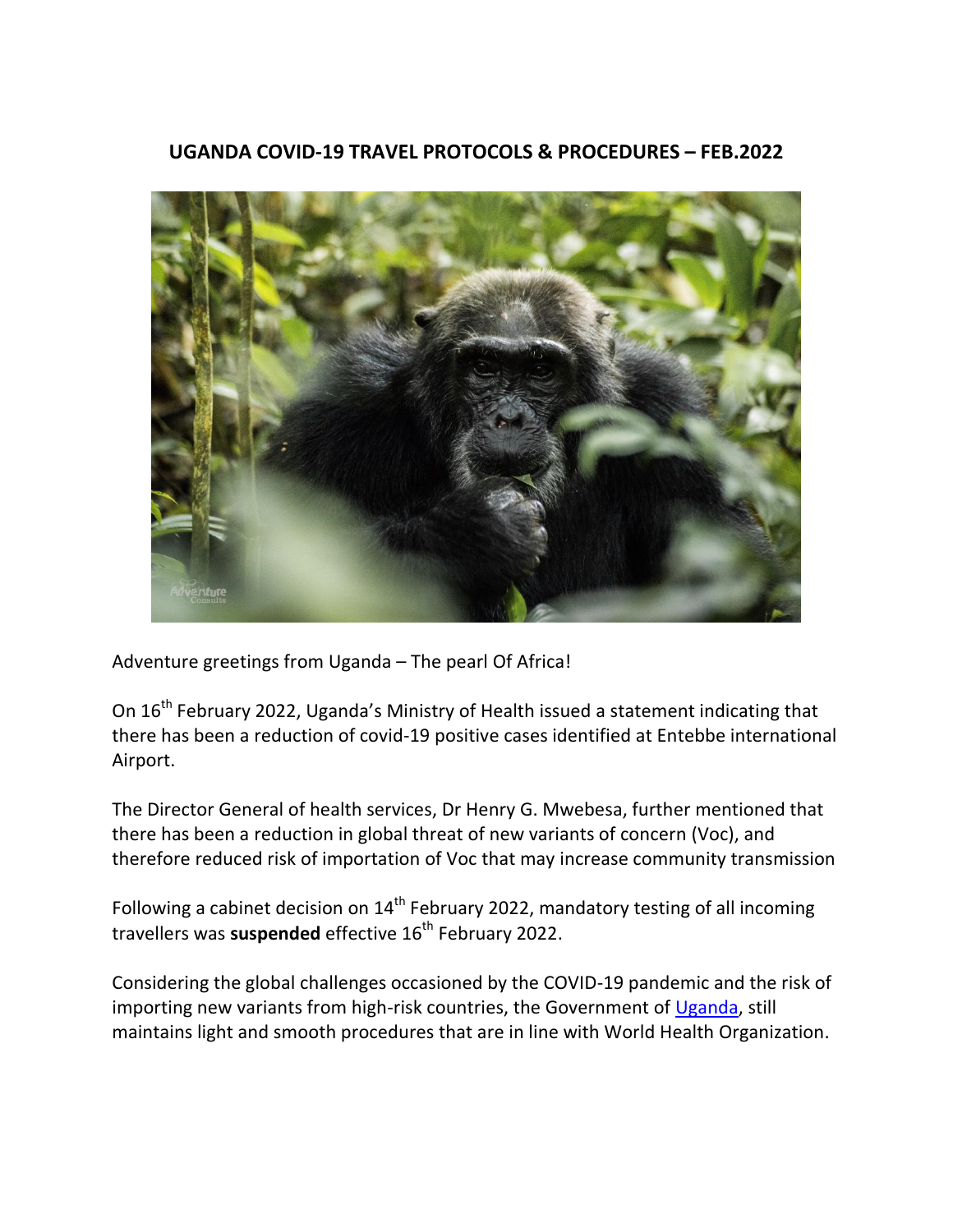# UGANDA COVID-19 TRAVEL PROTOCOLS & PROCEDURES – FEB.2022

Adventure greetings from Uganda – The pearl Of Africa!

On 16th February 2022, Uganda's Ministry of Health issued a statement indicating that there has been a reduction of covid-19 positive cases identified at Entebbe international Airport.

The Director General of health services, Dr Henry G. Mwebesa, further mentioned that there has been a reduction in global threat of new variants of concern (Voc), and therefore reduced risk of importation of Voc that may increase community transmission

Following a cabinet decision on 14th February 2022, mandatory testing of all incoming travellers was **suspended** effective 16th February 2022.

Considering the global challenges occasioned by the COVID-19 pandemic and the risk of importing new variants from high-risk countries, the Government of Uganda, still maintains light and smooth procedures that are in line with World Health Organization.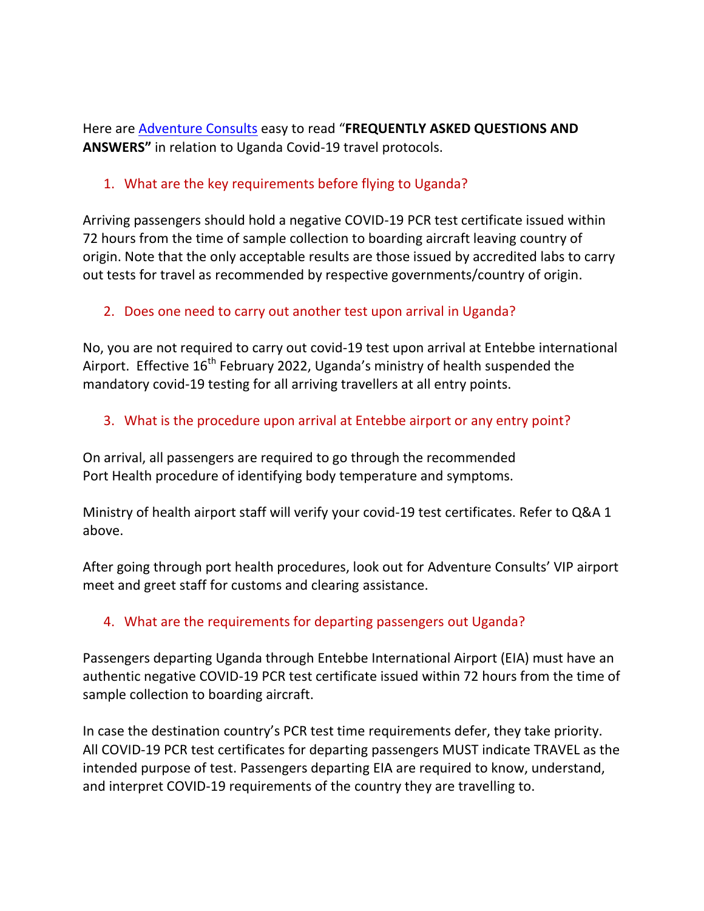Here are [Adventure Consults](Adventure Consults) easy to read "**FREQUENTLY ASKED QUESTIONS AND ANSWERS"** in relation to Uganda Covid-19 travel protocols.

1. What are the key requirements before flying to Uganda?

Arriving passengers should hold a negative COVID-19 PCR test certificate issued within 72 hours from the time of sample collection to boarding aircraft leaving country of origin. Note that the only acceptable results are those issued by accredited labs to carry out tests for travel as recommended by respective governments/country of origin.

2. Does one need to carry out another test upon arrival in Uganda?

No, you are not required to carry out covid-19 test upon arrival at Entebbe international Airport. Effective 16th February 2022, Uganda's ministry of health suspended the mandatory covid-19 testing for all arriving travellers at all entry points.

3. What is the procedure upon arrival at Entebbe airport or any entry point?

On arrival, all passengers are required to go through the recommended Port Health procedure of identifying body temperature and symptoms.

Ministry of health airport staff will verify your covid-19 test certificates. Refer to Q&A 1 above.

After going through port health procedures, look out for Adventure Consults' VIP airport meet and greet staff for customs and clearing assistance.

4. What are the requirements for departing passengers out Uganda?

Passengers departing Uganda through Entebbe International Airport (EIA) must have an authentic negative COVID-19 PCR test certificate issued within 72 hours from the time of sample collection to boarding aircraft.

In case the destination country's PCR test time requirements defer, they take priority. All COVID-19 PCR test certificates for departing passengers MUST indicate TRAVEL as the intended purpose of test. Passengers departing EIA are required to know, understand, and interpret COVID-19 requirements of the country they are travelling to.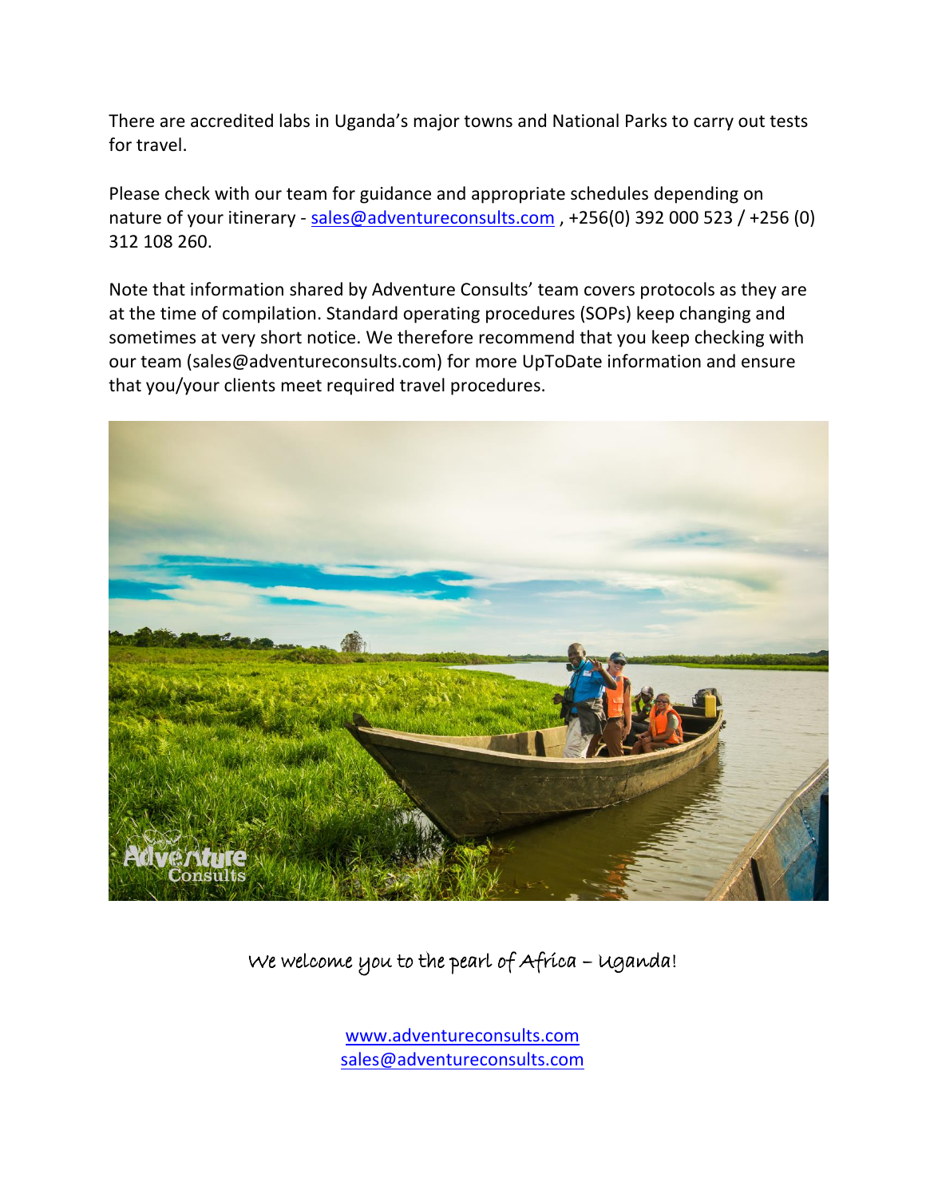There are accredited labs in Uganda's major towns and National Parks to carry out tests for travel.

Please check with our team for guidance and appropriate schedules depending on nature of your itinerary - sales@adventureconsults.com , +256(0) 392 000 523 / +256 (0) 312 108 260.

Note that information shared by Adventure Consults' team covers protocols as they are at the time of compilation. Standard operating procedures (SOPs) keep changing and sometimes at very short notice. We therefore recommend that you keep checking with our team (sales@adventureconsults.com) for more UpToDate information and ensure that you/your clients meet required travel procedures.

We welcome you to the pearl of Africa – Uganda!

www.adventureconsults.com
sales@adventureconsults.com